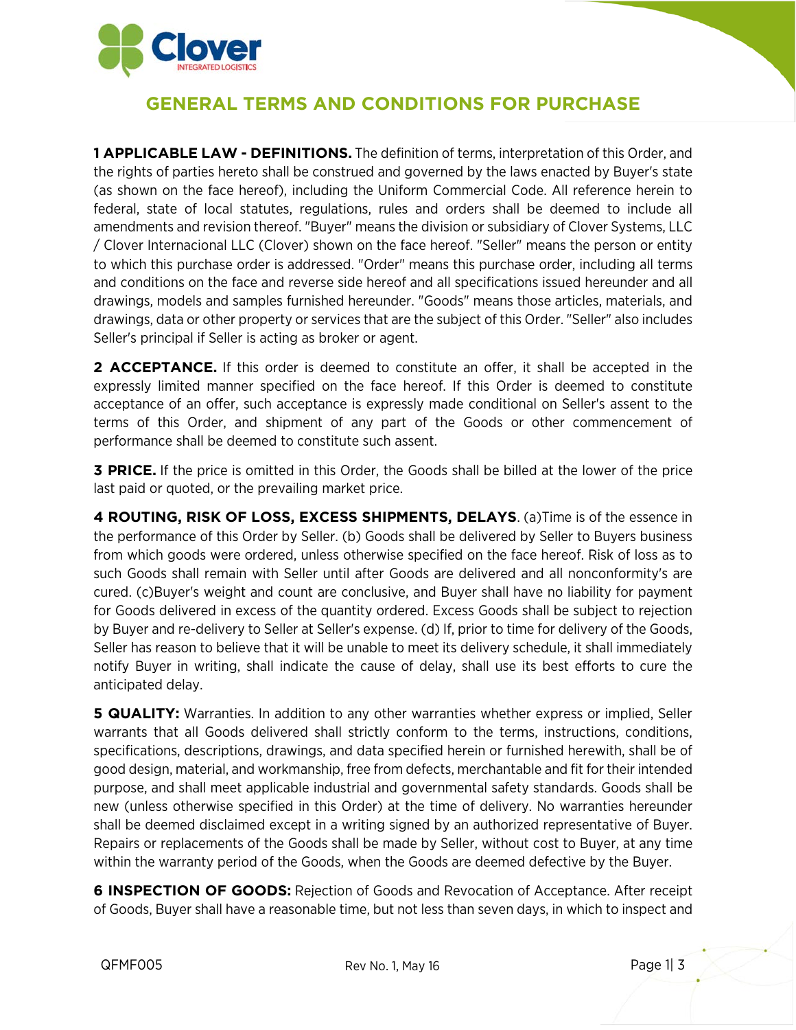Clover
INTEGRATED LOGISTICS

# GENERAL TERMS AND CONDITIONS FOR PURCHASE

**1 APPLICABLE LAW - DEFINITIONS.** The definition of terms, interpretation of this Order, and the rights of parties hereto shall be construed and governed by the laws enacted by Buyer's state (as shown on the face hereof), including the Uniform Commercial Code. All reference herein to federal, state of local statutes, regulations, rules and orders shall be deemed to include all amendments and revision thereof. "Buyer" means the division or subsidiary of Clover Systems, LLC / Clover Internacional LLC (Clover) shown on the face hereof. "Seller" means the person or entity to which this purchase order is addressed. "Order" means this purchase order, including all terms and conditions on the face and reverse side hereof and all specifications issued hereunder and all drawings, models and samples furnished hereunder. "Goods" means those articles, materials, and drawings, data or other property or services that are the subject of this Order. "Seller" also includes Seller's principal if Seller is acting as broker or agent.

**2 ACCEPTANCE.** If this order is deemed to constitute an offer, it shall be accepted in the expressly limited manner specified on the face hereof. If this Order is deemed to constitute acceptance of an offer, such acceptance is expressly made conditional on Seller's assent to the terms of this Order, and shipment of any part of the Goods or other commencement of performance shall be deemed to constitute such assent.

**3 PRICE.** If the price is omitted in this Order, the Goods shall be billed at the lower of the price last paid or quoted, or the prevailing market price.

**4 ROUTING, RISK OF LOSS, EXCESS SHIPMENTS, DELAYS**. (a)Time is of the essence in the performance of this Order by Seller. (b) Goods shall be delivered by Seller to Buyers business from which goods were ordered, unless otherwise specified on the face hereof. Risk of loss as to such Goods shall remain with Seller until after Goods are delivered and all nonconformity's are cured. (c)Buyer's weight and count are conclusive, and Buyer shall have no liability for payment for Goods delivered in excess of the quantity ordered. Excess Goods shall be subject to rejection by Buyer and re-delivery to Seller at Seller's expense. (d) If, prior to time for delivery of the Goods, Seller has reason to believe that it will be unable to meet its delivery schedule, it shall immediately notify Buyer in writing, shall indicate the cause of delay, shall use its best efforts to cure the anticipated delay.

**5 QUALITY:** Warranties. In addition to any other warranties whether express or implied, Seller warrants that all Goods delivered shall strictly conform to the terms, instructions, conditions, specifications, descriptions, drawings, and data specified herein or furnished herewith, shall be of good design, material, and workmanship, free from defects, merchantable and fit for their intended purpose, and shall meet applicable industrial and governmental safety standards. Goods shall be new (unless otherwise specified in this Order) at the time of delivery. No warranties hereunder shall be deemed disclaimed except in a writing signed by an authorized representative of Buyer. Repairs or replacements of the Goods shall be made by Seller, without cost to Buyer, at any time within the warranty period of the Goods, when the Goods are deemed defective by the Buyer.

**6 INSPECTION OF GOODS:** Rejection of Goods and Revocation of Acceptance. After receipt of Goods, Buyer shall have a reasonable time, but not less than seven days, in which to inspect and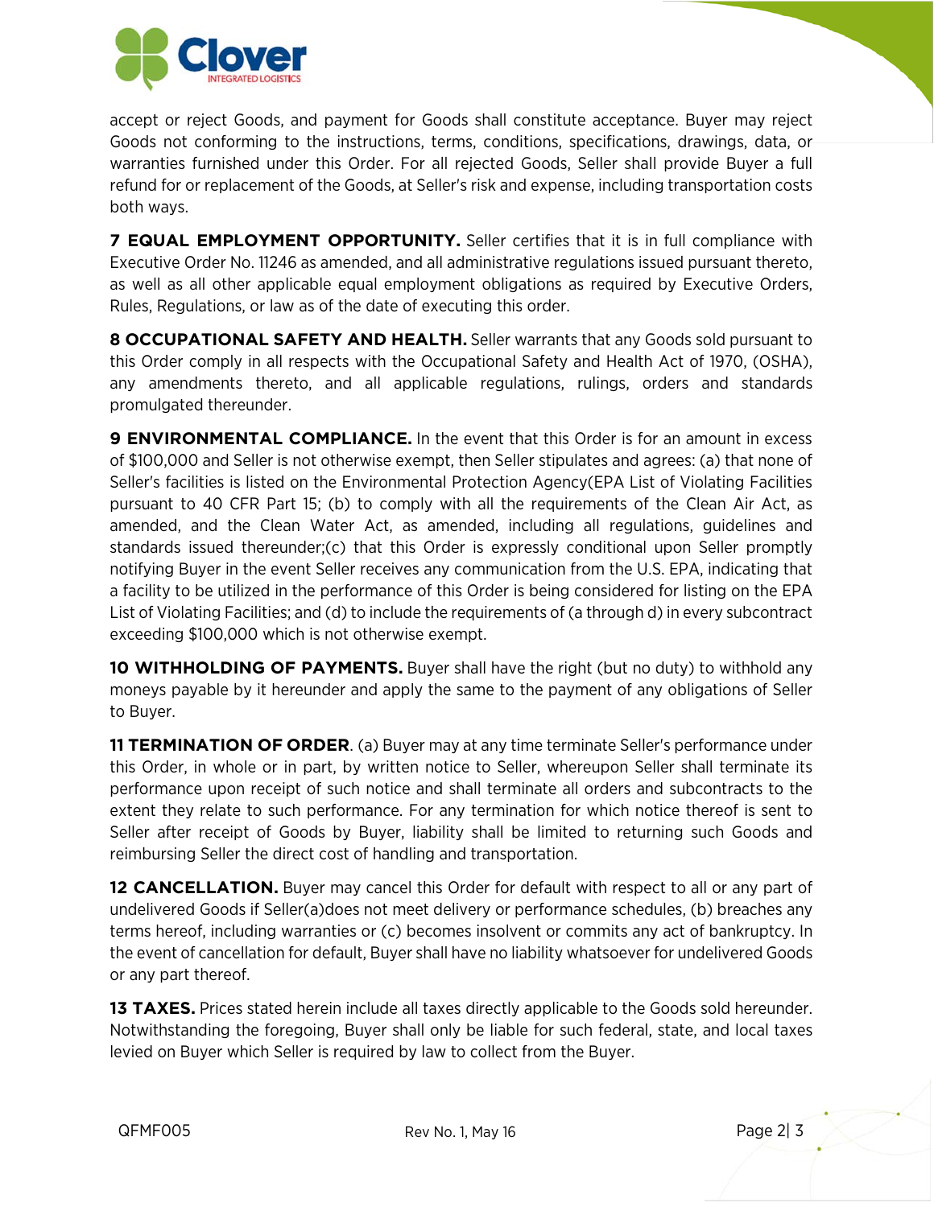accept or reject Goods, and payment for Goods shall constitute acceptance. Buyer may reject Goods not conforming to the instructions, terms, conditions, specifications, drawings, data, or warranties furnished under this Order. For all rejected Goods, Seller shall provide Buyer a full refund for or replacement of the Goods, at Seller's risk and expense, including transportation costs both ways.

**7 EQUAL EMPLOYMENT OPPORTUNITY.** Seller certifies that it is in full compliance with Executive Order No. 11246 as amended, and all administrative regulations issued pursuant thereto, as well as all other applicable equal employment obligations as required by Executive Orders, Rules, Regulations, or law as of the date of executing this order.

**8 OCCUPATIONAL SAFETY AND HEALTH.** Seller warrants that any Goods sold pursuant to this Order comply in all respects with the Occupational Safety and Health Act of 1970, (OSHA), any amendments thereto, and all applicable regulations, rulings, orders and standards promulgated thereunder.

**9 ENVIRONMENTAL COMPLIANCE.** In the event that this Order is for an amount in excess of $100,000 and Seller is not otherwise exempt, then Seller stipulates and agrees: (a) that none of Seller's facilities is listed on the Environmental Protection Agency(EPA List of Violating Facilities pursuant to 40 CFR Part 15; (b) to comply with all the requirements of the Clean Air Act, as amended, and the Clean Water Act, as amended, including all regulations, guidelines and standards issued thereunder;(c) that this Order is expressly conditional upon Seller promptly notifying Buyer in the event Seller receives any communication from the U.S. EPA, indicating that a facility to be utilized in the performance of this Order is being considered for listing on the EPA List of Violating Facilities; and (d) to include the requirements of (a through d) in every subcontract exceeding $100,000 which is not otherwise exempt.

**10 WITHHOLDING OF PAYMENTS.** Buyer shall have the right (but no duty) to withhold any moneys payable by it hereunder and apply the same to the payment of any obligations of Seller to Buyer.

**11 TERMINATION OF ORDER**. (a) Buyer may at any time terminate Seller's performance under this Order, in whole or in part, by written notice to Seller, whereupon Seller shall terminate its performance upon receipt of such notice and shall terminate all orders and subcontracts to the extent they relate to such performance. For any termination for which notice thereof is sent to Seller after receipt of Goods by Buyer, liability shall be limited to returning such Goods and reimbursing Seller the direct cost of handling and transportation.

**12 CANCELLATION.** Buyer may cancel this Order for default with respect to all or any part of undelivered Goods if Seller(a)does not meet delivery or performance schedules, (b) breaches any terms hereof, including warranties or (c) becomes insolvent or commits any act of bankruptcy. In the event of cancellation for default, Buyer shall have no liability whatsoever for undelivered Goods or any part thereof.

**13 TAXES.** Prices stated herein include all taxes directly applicable to the Goods sold hereunder. Notwithstanding the foregoing, Buyer shall only be liable for such federal, state, and local taxes levied on Buyer which Seller is required by law to collect from the Buyer.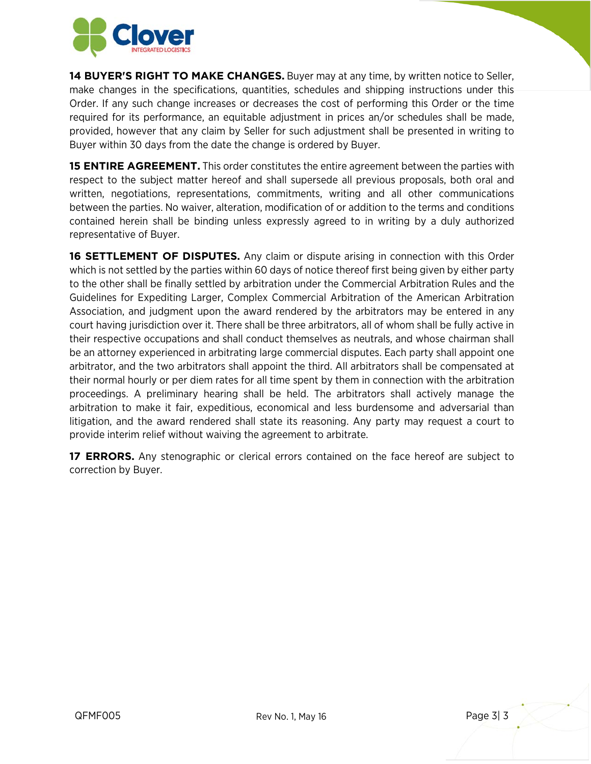**14 BUYER'S RIGHT TO MAKE CHANGES.** Buyer may at any time, by written notice to Seller, make changes in the specifications, quantities, schedules and shipping instructions under this Order. If any such change increases or decreases the cost of performing this Order or the time required for its performance, an equitable adjustment in prices an/or schedules shall be made, provided, however that any claim by Seller for such adjustment shall be presented in writing to Buyer within 30 days from the date the change is ordered by Buyer.

**15 ENTIRE AGREEMENT.** This order constitutes the entire agreement between the parties with respect to the subject matter hereof and shall supersede all previous proposals, both oral and written, negotiations, representations, commitments, writing and all other communications between the parties. No waiver, alteration, modification of or addition to the terms and conditions contained herein shall be binding unless expressly agreed to in writing by a duly authorized representative of Buyer.

**16 SETTLEMENT OF DISPUTES.** Any claim or dispute arising in connection with this Order which is not settled by the parties within 60 days of notice thereof first being given by either party to the other shall be finally settled by arbitration under the Commercial Arbitration Rules and the Guidelines for Expediting Larger, Complex Commercial Arbitration of the American Arbitration Association, and judgment upon the award rendered by the arbitrators may be entered in any court having jurisdiction over it. There shall be three arbitrators, all of whom shall be fully active in their respective occupations and shall conduct themselves as neutrals, and whose chairman shall be an attorney experienced in arbitrating large commercial disputes. Each party shall appoint one arbitrator, and the two arbitrators shall appoint the third. All arbitrators shall be compensated at their normal hourly or per diem rates for all time spent by them in connection with the arbitration proceedings. A preliminary hearing shall be held. The arbitrators shall actively manage the arbitration to make it fair, expeditious, economical and less burdensome and adversarial than litigation, and the award rendered shall state its reasoning. Any party may request a court to provide interim relief without waiving the agreement to arbitrate.

**17 ERRORS.** Any stenographic or clerical errors contained on the face hereof are subject to correction by Buyer.